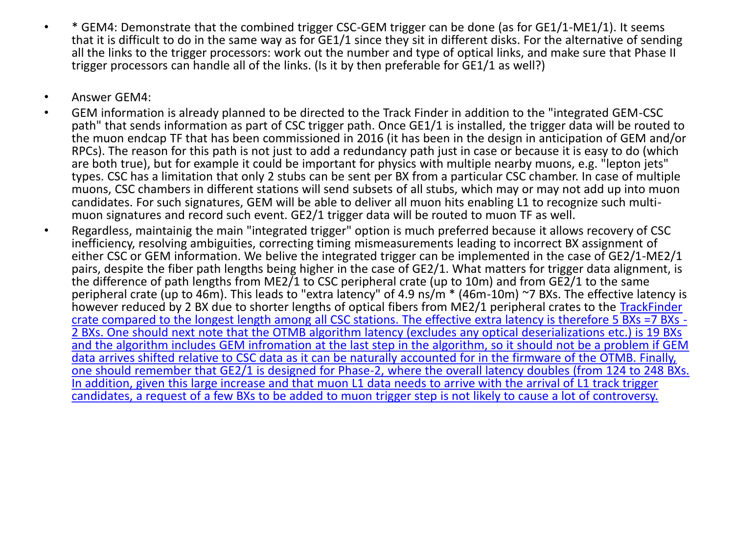- * GEM4: Demonstrate that the combined trigger CSC-GEM trigger can be done (as for GE1/1-ME1/1). It seems that it is difficult to do in the same way as for GE1/1 since they sit in different disks. For the alternative of sending all the links to the trigger processors: work out the number and type of optical links, and make sure that Phase II trigger processors can handle all of the links. (Is it by then preferable for GE1/1 as well?)

- Answer GEM4:
- GEM information is already planned to be directed to the Track Finder in addition to the "integrated GEM-CSC path" that sends information as part of CSC trigger path. Once GE1/1 is installed, the trigger data will be routed to the muon endcap TF that has been commissioned in 2016 (it has been in the design in anticipation of GEM and/or RPCs). The reason for this path is not just to add a redundancy path just in case or because it is easy to do (which are both true), but for example it could be important for physics with multiple nearby muons, e.g. "lepton jets" types. CSC has a limitation that only 2 stubs can be sent per BX from a particular CSC chamber. In case of multiple muons, CSC chambers in different stations will send subsets of all stubs, which may or may not add up into muon candidates. For such signatures, GEM will be able to deliver all muon hits enabling L1 to recognize such multi-muon signatures and record such event. GE2/1 trigger data will be routed to muon TF as well.
- Regardless, maintainig the main "integrated trigger" option is much preferred because it allows recovery of CSC inefficiency, resolving ambiguities, correcting timing mismeasurements leading to incorrect BX assignment of either CSC or GEM information. We belive the integrated trigger can be implemented in the case of GE2/1-ME2/1 pairs, despite the fiber path lengths being higher in the case of GE2/1. What matters for trigger data alignment, is the difference of path lengths from ME2/1 to CSC peripheral crate (up to 10m) and from GE2/1 to the same peripheral crate (up to 46m). This leads to "extra latency" of 4.9 ns/m * (46m-10m) ~7 BXs. The effective latency is however reduced by 2 BX due to shorter lengths of optical fibers from ME2/1 peripheral crates to the TrackFinder crate compared to the longest length among all CSC stations. The effective extra latency is therefore 5 BXs =7 BXs - 2 BXs. One should next note that the OTMB algorithm latency (excludes any optical deserializations etc.) is 19 BXs and the algorithm includes GEM infromation at the last step in the algorithm, so it should not be a problem if GEM data arrives shifted relative to CSC data as it can be naturally accounted for in the firmware of the OTMB. Finally, one should remember that GE2/1 is designed for Phase-2, where the overall latency doubles (from 124 to 248 BXs. In addition, given this large increase and that muon L1 data needs to arrive with the arrival of L1 track trigger candidates, a request of a few BXs to be added to muon trigger step is not likely to cause a lot of controversy.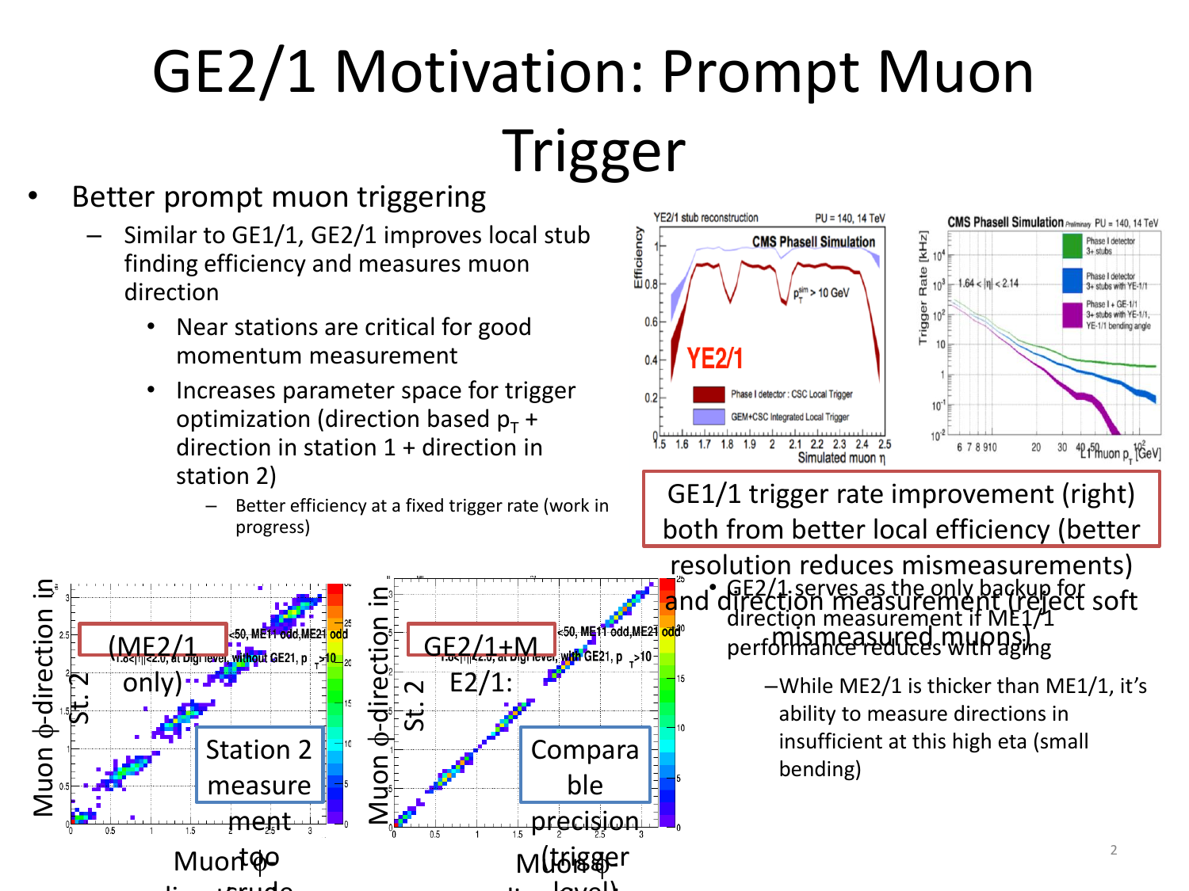# GE2/1 Motivation: Prompt Muon Trigger

- Better prompt muon triggering
  - Similar to GE1/1, GE2/1 improves local stub finding efficiency and measures muon direction
    - Near stations are critical for good momentum measurement
    - Increases parameter space for trigger optimization (direction based $p_T$ + direction in station 1 + direction in station 2)
      - Better efficiency at a fixed trigger rate (work in progress)

GE1/1 trigger rate improvement (right) both from better local efficiency (better resolution reduces mismeasurements) and direction measurement (reject soft mismeasured muons)

- GE2/1 serves as the only backup for direction measurement if ME1/1 performance reduces with aging
  - While ME2/1 is thicker than ME1/1, it's ability to measure directions in insufficient at this high eta (small bending)

(ME2/1 only): Station 2 measurement too crude

GE2/1+ME2/1: Comparable precision (trigger level)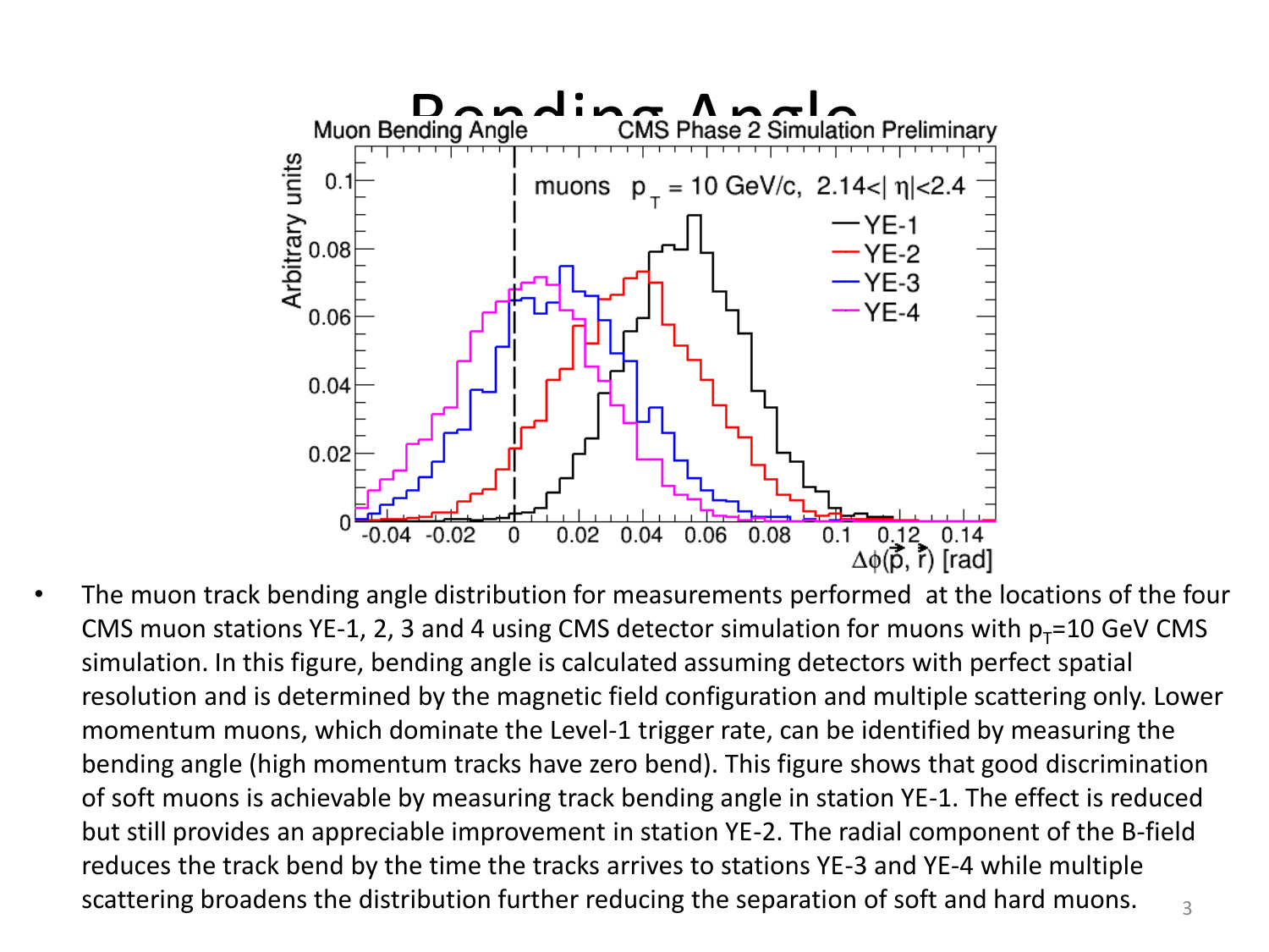# Bending Angle

- The muon track bending angle distribution for measurements performed at the locations of the four CMS muon stations YE-1, 2, 3 and 4 using CMS detector simulation for muons with $p_T$=10 GeV CMS simulation. In this figure, bending angle is calculated assuming detectors with perfect spatial resolution and is determined by the magnetic field configuration and multiple scattering only. Lower momentum muons, which dominate the Level-1 trigger rate, can be identified by measuring the bending angle (high momentum tracks have zero bend). This figure shows that good discrimination of soft muons is achievable by measuring track bending angle in station YE-1. The effect is reduced but still provides an appreciable improvement in station YE-2. The radial component of the B-field reduces the track bend by the time the tracks arrives to stations YE-3 and YE-4 while multiple scattering broadens the distribution further reducing the separation of soft and hard muons.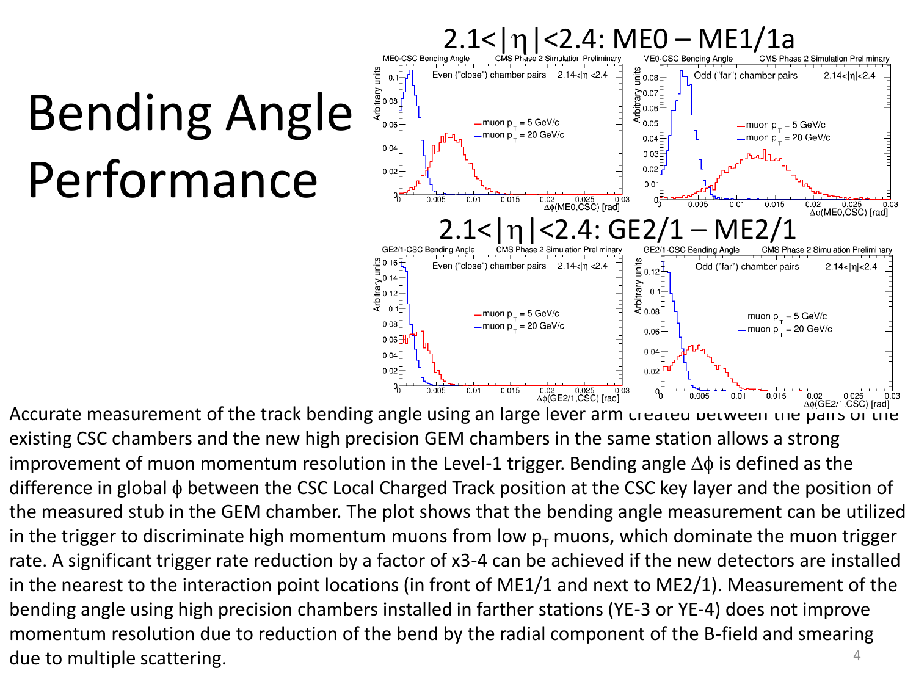# Bending Angle Performance

2.1<|η|<2.4: ME0 – ME1/1a

ME0-CSC Bending Angle CMS Phase 2 Simulation Preliminary

Even ("close") chamber pairs 2.14<|η|<2.4

Arbitrary units

0.1
0.08
0.06
0.04
0.02
0

muon $p_T$ = 5 GeV/c
muon $p_T$ = 20 GeV/c

0 0.005 0.01 0.015 0.02 0.025 0.03

Δϕ(ME0,CSC) [rad]

ME0-CSC Bending Angle CMS Phase 2 Simulation Preliminary

Odd ("far") chamber pairs 2.14<|η|<2.4

Arbitrary units

0.08
0.07
0.06
0.05
0.04
0.03
0.02
0.01
0

muon $p_T$ = 5 GeV/c
muon $p_T$ = 20 GeV/c

0 0.005 0.01 0.015 0.02 0.025 0.03

Δϕ(ME0,CSC) [rad]

2.1<|η|<2.4: GE2/1 – ME2/1

GE2/1-CSC Bending Angle CMS Phase 2 Simulation Preliminary

Even ("close") chamber pairs 2.14<|η|<2.4

Arbitrary units

0.16
0.14
0.12
0.1
0.08
0.06
0.04
0.02
0

muon $p_T$ = 5 GeV/c
muon $p_T$ = 20 GeV/c

0 0.005 0.01 0.015 0.02 0.025 0.03

Δϕ(GE2/1,CSC) [rad]

GE2/1-CSC Bending Angle CMS Phase 2 Simulation Preliminary

Odd ("far") chamber pairs 2.14<|η|<2.4

Arbitrary units

0.12
0.1
0.08
0.06
0.04
0.02
0

muon $p_T$ = 5 GeV/c
muon $p_T$ = 20 GeV/c

0 0.005 0.01 0.015 0.02 0.025 0.03

Δϕ(GE2/1,CSC) [rad]

Accurate measurement of the track bending angle using an large lever arm created between the pairs of the existing CSC chambers and the new high precision GEM chambers in the same station allows a strong improvement of muon momentum resolution in the Level-1 trigger. Bending angle $\Delta\phi$ is defined as the difference in global $\phi$ between the CSC Local Charged Track position at the CSC key layer and the position of the measured stub in the GEM chamber. The plot shows that the bending angle measurement can be utilized in the trigger to discriminate high momentum muons from low $p_T$ muons, which dominate the muon trigger rate. A significant trigger rate reduction by a factor of x3-4 can be achieved if the new detectors are installed in the nearest to the interaction point locations (in front of ME1/1 and next to ME2/1). Measurement of the bending angle using high precision chambers installed in farther stations (YE-3 or YE-4) does not improve momentum resolution due to reduction of the bend by the radial component of the B-field and smearing due to multiple scattering.